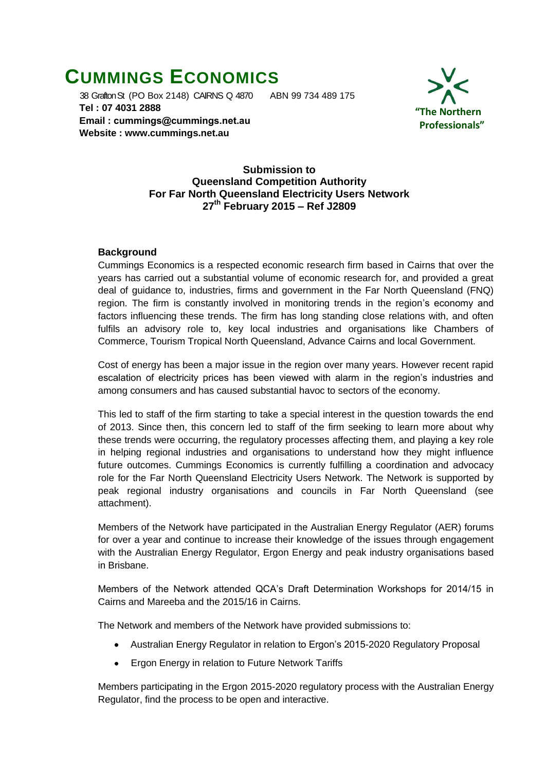# CUMMINGS ECONOMICS

38 Grafton St (PO Box 2148) CAIRNS Q 4870 ABN 99 734 489 175
**Tel : 07 4031 2888**
**Email : cummings@cummings.net.au**
**Website : www.cummings.net.au**

**"The Northern Professionals"**

**Submission to**
**Queensland Competition Authority**
**For Far North Queensland Electricity Users Network**
**27th February 2015 – Ref J2809**

### Background

Cummings Economics is a respected economic research firm based in Cairns that over the years has carried out a substantial volume of economic research for, and provided a great deal of guidance to, industries, firms and government in the Far North Queensland (FNQ) region. The firm is constantly involved in monitoring trends in the region's economy and factors influencing these trends. The firm has long standing close relations with, and often fulfils an advisory role to, key local industries and organisations like Chambers of Commerce, Tourism Tropical North Queensland, Advance Cairns and local Government.

Cost of energy has been a major issue in the region over many years. However recent rapid escalation of electricity prices has been viewed with alarm in the region's industries and among consumers and has caused substantial havoc to sectors of the economy.

This led to staff of the firm starting to take a special interest in the question towards the end of 2013. Since then, this concern led to staff of the firm seeking to learn more about why these trends were occurring, the regulatory processes affecting them, and playing a key role in helping regional industries and organisations to understand how they might influence future outcomes. Cummings Economics is currently fulfilling a coordination and advocacy role for the Far North Queensland Electricity Users Network. The Network is supported by peak regional industry organisations and councils in Far North Queensland (see attachment).

Members of the Network have participated in the Australian Energy Regulator (AER) forums for over a year and continue to increase their knowledge of the issues through engagement with the Australian Energy Regulator, Ergon Energy and peak industry organisations based in Brisbane.

Members of the Network attended QCA's Draft Determination Workshops for 2014/15 in Cairns and Mareeba and the 2015/16 in Cairns.

The Network and members of the Network have provided submissions to:

- Australian Energy Regulator in relation to Ergon's 2015-2020 Regulatory Proposal
- Ergon Energy in relation to Future Network Tariffs

Members participating in the Ergon 2015-2020 regulatory process with the Australian Energy Regulator, find the process to be open and interactive.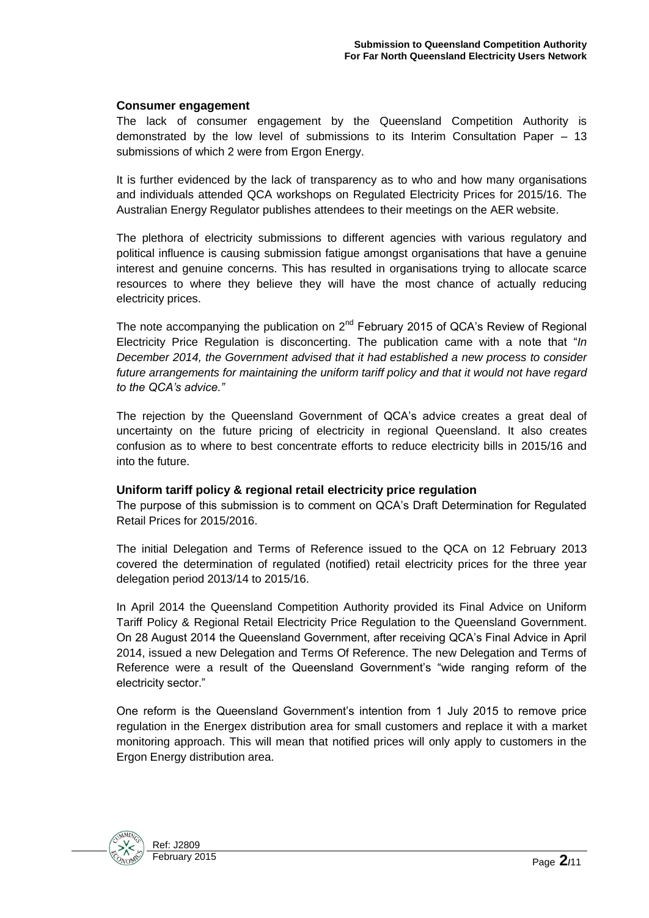## Consumer engagement

The lack of consumer engagement by the Queensland Competition Authority is demonstrated by the low level of submissions to its Interim Consultation Paper – 13 submissions of which 2 were from Ergon Energy.

It is further evidenced by the lack of transparency as to who and how many organisations and individuals attended QCA workshops on Regulated Electricity Prices for 2015/16. The Australian Energy Regulator publishes attendees to their meetings on the AER website.

The plethora of electricity submissions to different agencies with various regulatory and political influence is causing submission fatigue amongst organisations that have a genuine interest and genuine concerns. This has resulted in organisations trying to allocate scarce resources to where they believe they will have the most chance of actually reducing electricity prices.

The note accompanying the publication on 2nd February 2015 of QCA's Review of Regional Electricity Price Regulation is disconcerting. The publication came with a note that "*In December 2014, the Government advised that it had established a new process to consider future arrangements for maintaining the uniform tariff policy and that it would not have regard to the QCA's advice."*

The rejection by the Queensland Government of QCA's advice creates a great deal of uncertainty on the future pricing of electricity in regional Queensland. It also creates confusion as to where to best concentrate efforts to reduce electricity bills in 2015/16 and into the future.

## Uniform tariff policy & regional retail electricity price regulation

The purpose of this submission is to comment on QCA's Draft Determination for Regulated Retail Prices for 2015/2016.

The initial Delegation and Terms of Reference issued to the QCA on 12 February 2013 covered the determination of regulated (notified) retail electricity prices for the three year delegation period 2013/14 to 2015/16.

In April 2014 the Queensland Competition Authority provided its Final Advice on Uniform Tariff Policy & Regional Retail Electricity Price Regulation to the Queensland Government. On 28 August 2014 the Queensland Government, after receiving QCA's Final Advice in April 2014, issued a new Delegation and Terms Of Reference. The new Delegation and Terms of Reference were a result of the Queensland Government's "wide ranging reform of the electricity sector."

One reform is the Queensland Government's intention from 1 July 2015 to remove price regulation in the Energex distribution area for small customers and replace it with a market monitoring approach. This will mean that notified prices will only apply to customers in the Ergon Energy distribution area.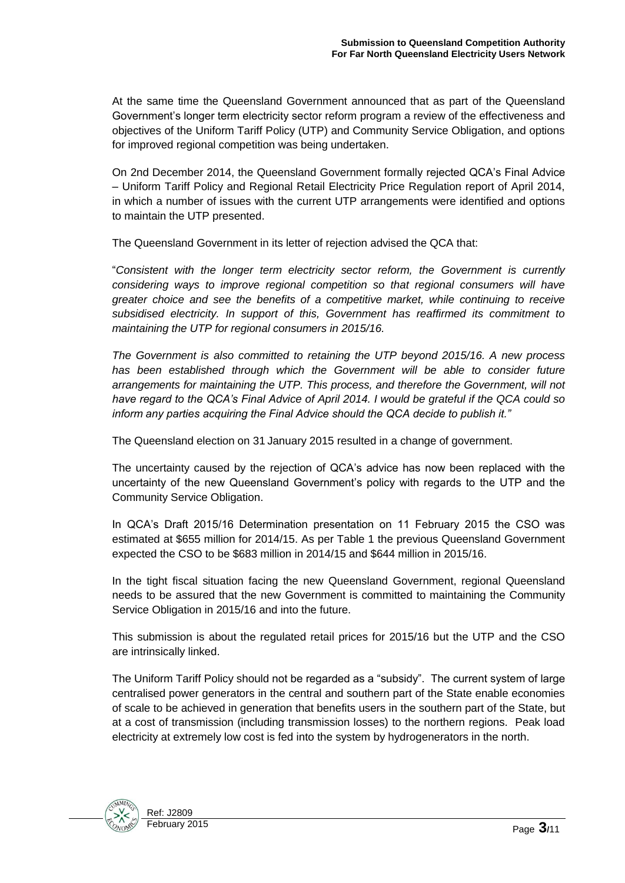At the same time the Queensland Government announced that as part of the Queensland Government's longer term electricity sector reform program a review of the effectiveness and objectives of the Uniform Tariff Policy (UTP) and Community Service Obligation, and options for improved regional competition was being undertaken.

On 2nd December 2014, the Queensland Government formally rejected QCA's Final Advice – Uniform Tariff Policy and Regional Retail Electricity Price Regulation report of April 2014, in which a number of issues with the current UTP arrangements were identified and options to maintain the UTP presented.

The Queensland Government in its letter of rejection advised the QCA that:

"*Consistent with the longer term electricity sector reform, the Government is currently considering ways to improve regional competition so that regional consumers will have greater choice and see the benefits of a competitive market, while continuing to receive subsidised electricity. In support of this, Government has reaffirmed its commitment to maintaining the UTP for regional consumers in 2015/16.*

*The Government is also committed to retaining the UTP beyond 2015/16. A new process has been established through which the Government will be able to consider future arrangements for maintaining the UTP. This process, and therefore the Government, will not have regard to the QCA's Final Advice of April 2014. I would be grateful if the QCA could so inform any parties acquiring the Final Advice should the QCA decide to publish it.*"

The Queensland election on 31 January 2015 resulted in a change of government.

The uncertainty caused by the rejection of QCA's advice has now been replaced with the uncertainty of the new Queensland Government's policy with regards to the UTP and the Community Service Obligation.

In QCA's Draft 2015/16 Determination presentation on 11 February 2015 the CSO was estimated at $655 million for 2014/15. As per Table 1 the previous Queensland Government expected the CSO to be $683 million in 2014/15 and $644 million in 2015/16.

In the tight fiscal situation facing the new Queensland Government, regional Queensland needs to be assured that the new Government is committed to maintaining the Community Service Obligation in 2015/16 and into the future.

This submission is about the regulated retail prices for 2015/16 but the UTP and the CSO are intrinsically linked.

The Uniform Tariff Policy should not be regarded as a "subsidy". The current system of large centralised power generators in the central and southern part of the State enable economies of scale to be achieved in generation that benefits users in the southern part of the State, but at a cost of transmission (including transmission losses) to the northern regions. Peak load electricity at extremely low cost is fed into the system by hydrogenerators in the north.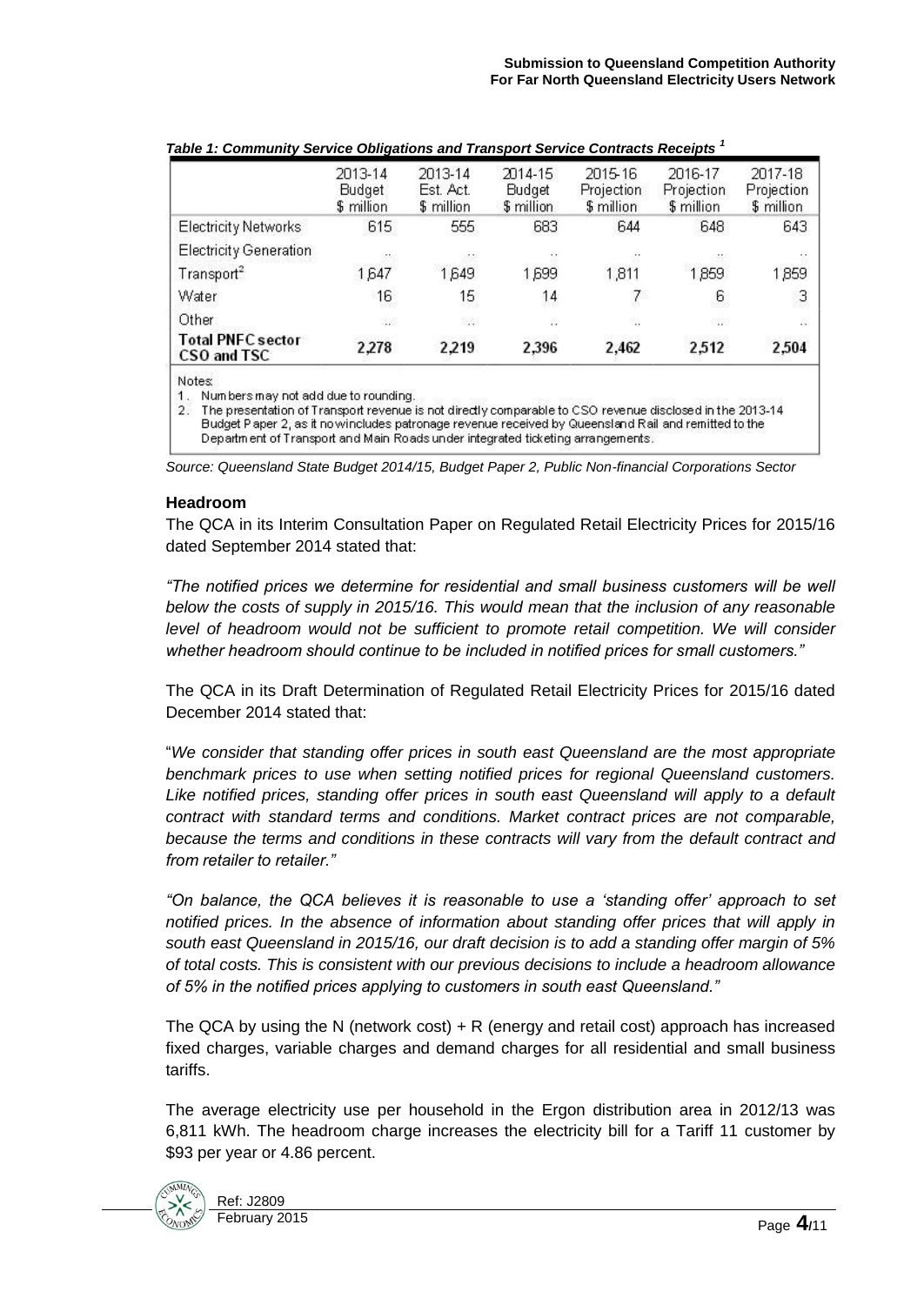*Table 1: Community Service Obligations and Transport Service Contracts Receipts [1]*

| | 2013-14 Budget $ million | 2013-14 Est. Act. $ million | 2014-15 Budget $ million | 2015-16 Projection $ million | 2016-17 Projection $ million | 2017-18 Projection $ million |
|---|---|---|---|---|---|---|
| Electricity Networks | 615 | 555 | 683 | 644 | 648 | 643 |
| Electricity Generation | .. | .. | .. | .. | .. | .. |
| Transport[2] | 1,647 | 1,649 | 1,699 | 1,811 | 1,859 | 1,859 |
| Water | 16 | 15 | 14 | 7 | 6 | 3 |
| Other | .. | .. | .. | .. | .. | .. |
| **Total PNFC sector CSO and TSC** | **2,278** | **2,219** | **2,396** | **2,462** | **2,512** | **2,504** |

Notes:
1. Numbers may not add due to rounding.
2. The presentation of Transport revenue is not directly comparable to CSO revenue disclosed in the 2013-14 Budget Paper 2, as it now includes patronage revenue received by Queensland Rail and remitted to the Department of Transport and Main Roads under integrated ticketing arrangements.

*Source: Queensland State Budget 2014/15, Budget Paper 2, Public Non-financial Corporations Sector*

### Headroom

The QCA in its Interim Consultation Paper on Regulated Retail Electricity Prices for 2015/16 dated September 2014 stated that:

*"The notified prices we determine for residential and small business customers will be well below the costs of supply in 2015/16. This would mean that the inclusion of any reasonable level of headroom would not be sufficient to promote retail competition. We will consider whether headroom should continue to be included in notified prices for small customers."*

The QCA in its Draft Determination of Regulated Retail Electricity Prices for 2015/16 dated December 2014 stated that:

"*We consider that standing offer prices in south east Queensland are the most appropriate benchmark prices to use when setting notified prices for regional Queensland customers. Like notified prices, standing offer prices in south east Queensland will apply to a default contract with standard terms and conditions. Market contract prices are not comparable, because the terms and conditions in these contracts will vary from the default contract and from retailer to retailer."*

*"On balance, the QCA believes it is reasonable to use a 'standing offer' approach to set notified prices. In the absence of information about standing offer prices that will apply in south east Queensland in 2015/16, our draft decision is to add a standing offer margin of 5% of total costs. This is consistent with our previous decisions to include a headroom allowance of 5% in the notified prices applying to customers in south east Queensland."*

The QCA by using the N (network cost) + R (energy and retail cost) approach has increased fixed charges, variable charges and demand charges for all residential and small business tariffs.

The average electricity use per household in the Ergon distribution area in 2012/13 was 6,811 kWh. The headroom charge increases the electricity bill for a Tariff 11 customer by $93 per year or 4.86 percent.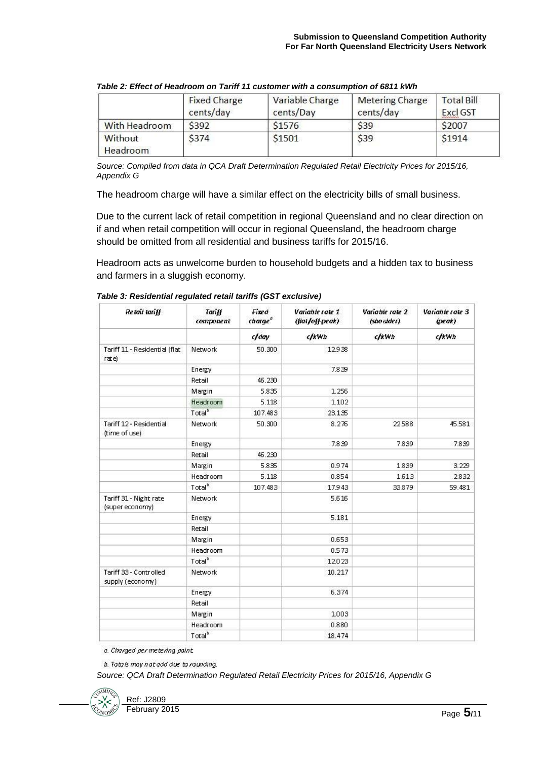*Table 2: Effect of Headroom on Tariff 11 customer with a consumption of 6811 kWh*

| | Fixed Charge cents/day | Variable Charge cents/Day | Metering Charge cents/day | Total Bill Excl GST |
|---|---|---|---|---|
| With Headroom | $392 | $1576 | $39 | $2007 |
| Without Headroom | $374 | $1501 | $39 | $1914 |

*Source: Compiled from data in QCA Draft Determination Regulated Retail Electricity Prices for 2015/16, Appendix G*

The headroom charge will have a similar effect on the electricity bills of small business.

Due to the current lack of retail competition in regional Queensland and no clear direction on if and when retail competition will occur in regional Queensland, the headroom charge should be omitted from all residential and business tariffs for 2015/16.

Headroom acts as unwelcome burden to household budgets and a hidden tax to business and farmers in a sluggish economy.

*Table 3: Residential regulated retail tariffs (GST exclusive)*

| Retail tariff | Tariff component | Fixed charge[a] | Variable rate 1 (flat/off-peak) | Variable rate 2 (shoulder) | Variable rate 3 (peak) |
|---|---|---|---|---|---|
| | | c/day | c/kWh | c/kWh | c/kWh |
| Tariff 11 - Residential (flat rate) | Network | 50.300 | 12.938 | | |
| | Energy | | 7.839 | | |
| | Retail | 46.230 | | | |
| | Margin | 5.835 | 1.256 | | |
| | Headroom | 5.118 | 1.102 | | |
| | Total[b] | 107.483 | 23.135 | | |
| Tariff 12 - Residential (time of use) | Network | 50.300 | 8.276 | 22.588 | 45.581 |
| | Energy | | 7.839 | 7.839 | 7.839 |
| | Retail | 46.230 | | | |
| | Margin | 5.835 | 0.974 | 1.839 | 3.229 |
| | Headroom | 5.118 | 0.854 | 1.613 | 2.832 |
| | Total[b] | 107.483 | 17.943 | 33.879 | 59.481 |
| Tariff 31 - Night rate (super economy) | Network | | 5.616 | | |
| | Energy | | 5.181 | | |
| | Retail | | | | |
| | Margin | | 0.653 | | |
| | Headroom | | 0.573 | | |
| | Total[b] | | 12.023 | | |
| Tariff 33 - Controlled supply (economy) | Network | | 10.217 | | |
| | Energy | | 6.374 | | |
| | Retail | | | | |
| | Margin | | 1.003 | | |
| | Headroom | | 0.880 | | |
| | Total[b] | | 18.474 | | |

*a. Charged per metering point.*

*b. Totals may not add due to rounding.*

*Source: QCA Draft Determination Regulated Retail Electricity Prices for 2015/16, Appendix G*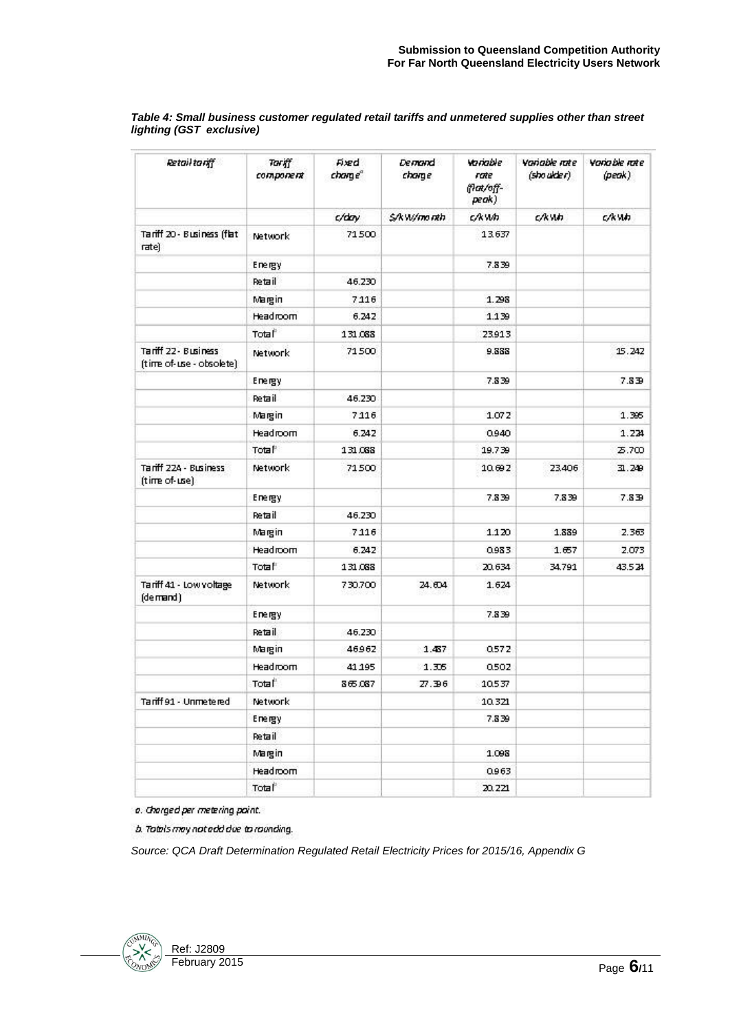*Table 4: Small business customer regulated retail tariffs and unmetered supplies other than street lighting (GST exclusive)*

| Retail tariff | Tariff component | Fixed charge[a] | Demand charge | Variable rate (flat/off-peak) | Variable rate (shoulder) | Variable rate (peak) |
|---|---|---|---|---|---|---|
| | | c/day | $/kW/month | c/kWh | c/kWh | c/kWh |
| Tariff 20 - Business (flat rate) | Network | 71.500 | | 13.637 | | |
| | Energy | | | 7.839 | | |
| | Retail | 46.230 | | | | |
| | Margin | 7.116 | | 1.298 | | |
| | Headroom | 6.242 | | 1.139 | | |
| | Total[b] | 131.088 | | 23.913 | | |
| Tariff 22 - Business (time of-use - obsolete) | Network | 71.500 | | 9.888 | | 15.242 |
| | Energy | | | 7.839 | | 7.839 |
| | Retail | 46.230 | | | | |
| | Margin | 7.116 | | 1.072 | | 1.395 |
| | Headroom | 6.242 | | 0.940 | | 1.224 |
| | Total[b] | 131.088 | | 19.739 | | 25.700 |
| Tariff 22A - Business (time of-use) | Network | 71.500 | | 10.692 | 23.406 | 31.249 |
| | Energy | | | 7.839 | 7.839 | 7.839 |
| | Retail | 46.230 | | | | |
| | Margin | 7.116 | | 1.120 | 1.889 | 2.363 |
| | Headroom | 6.242 | | 0.983 | 1.657 | 2.073 |
| | Total[b] | 131.088 | | 20.634 | 34.791 | 43.524 |
| Tariff 41 - Low voltage (demand) | Network | 730.700 | 24.604 | 1.624 | | |
| | Energy | | | 7.839 | | |
| | Retail | 46.230 | | | | |
| | Margin | 46.962 | 1.487 | 0.572 | | |
| | Headroom | 41.195 | 1.305 | 0.502 | | |
| | Total[b] | 865.087 | 27.396 | 10.537 | | |
| Tariff 91 - Unmetered | Network | | | 10.321 | | |
| | Energy | | | 7.839 | | |
| | Retail | | | | | |
| | Margin | | | 1.098 | | |
| | Headroom | | | 0.963 | | |
| | Total[b] | | | 20.221 | | |

*a. Charged per metering point.*

*b. Totals may not add due to rounding.*

*Source: QCA Draft Determination Regulated Retail Electricity Prices for 2015/16, Appendix G*

Ref: J2809
February 2015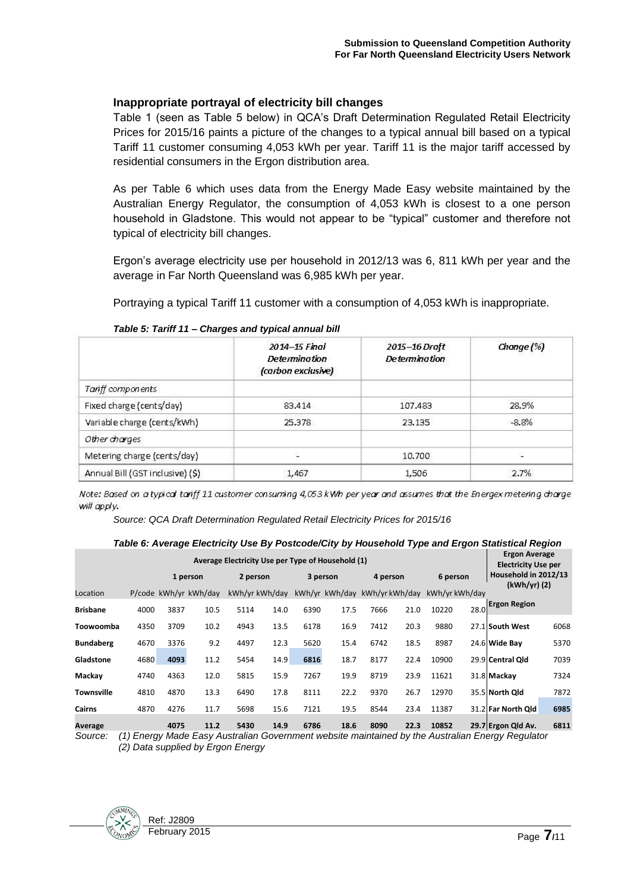### Inappropriate portrayal of electricity bill changes

Table 1 (seen as Table 5 below) in QCA's Draft Determination Regulated Retail Electricity Prices for 2015/16 paints a picture of the changes to a typical annual bill based on a typical Tariff 11 customer consuming 4,053 kWh per year. Tariff 11 is the major tariff accessed by residential consumers in the Ergon distribution area.

As per Table 6 which uses data from the Energy Made Easy website maintained by the Australian Energy Regulator, the consumption of 4,053 kWh is closest to a one person household in Gladstone. This would not appear to be "typical" customer and therefore not typical of electricity bill changes.

Ergon's average electricity use per household in 2012/13 was 6, 811 kWh per year and the average in Far North Queensland was 6,985 kWh per year.

Portraying a typical Tariff 11 customer with a consumption of 4,053 kWh is inappropriate.

*Table 5: Tariff 11 – Charges and typical annual bill*

| | 2014–15 Final Determination (carbon exclusive) | 2015–16 Draft Determination | Change (%) |
|---|---|---|---|
| *Tariff components* | | | |
| Fixed charge (cents/day) | 83.414 | 107.483 | 28.9% |
| Variable charge (cents/kWh) | 25.378 | 23.135 | -8.8% |
| *Other charges* | | | |
| Metering charge (cents/day) | - | 10.700 | - |
| Annual Bill (GST inclusive) ($) | 1,467 | 1,506 | 2.7% |

*Note: Based on a typical tariff 11 customer consuming 4,053 kWh per year and assumes that the Energex metering charge will apply.*

*Source: QCA Draft Determination Regulated Retail Electricity Prices for 2015/16*

*Table 6: Average Electricity Use By Postcode/City by Household Type and Ergon Statistical Region*

| | Average Electricity Use per Type of Household (1) | | | | | | | | | | | Ergon Average Electricity Use per Household in 2012/13 (kWh/yr) (2) | |
|---|---|---|---|---|---|---|---|---|---|---|---|---|---|
| | | 1 person | | 2 person | | 3 person | | 4 person | | 6 person | | | |
| Location | P/code | kWh/yr | kWh/day | kWh/yr | kWh/day | kWh/yr | kWh/day | kWh/yr | kWh/day | kWh/yr | kWh/day | Ergon Region | |
| **Brisbane** | 4000 | 3837 | 10.5 | 5114 | 14.0 | 6390 | 17.5 | 7666 | 21.0 | 10220 | 28.0 | | |
| **Toowoomba** | 4350 | 3709 | 10.2 | 4943 | 13.5 | 6178 | 16.9 | 7412 | 20.3 | 9880 | 27.1 | **South West** | 6068 |
| **Bundaberg** | 4670 | 3376 | 9.2 | 4497 | 12.3 | 5620 | 15.4 | 6742 | 18.5 | 8987 | 24.6 | **Wide Bay** | 5370 |
| **Gladstone** | 4680 | **4093** | 11.2 | 5454 | 14.9 | **6816** | 18.7 | 8177 | 22.4 | 10900 | 29.9 | **Central Qld** | 7039 |
| **Mackay** | 4740 | 4363 | 12.0 | 5815 | 15.9 | 7267 | 19.9 | 8719 | 23.9 | 11621 | 31.8 | **Mackay** | 7324 |
| **Townsville** | 4810 | 4870 | 13.3 | 6490 | 17.8 | 8111 | 22.2 | 9370 | 26.7 | 12970 | 35.5 | **North Qld** | 7872 |
| **Cairns** | 4870 | 4276 | 11.7 | 5698 | 15.6 | 7121 | 19.5 | 8544 | 23.4 | 11387 | 31.2 | **Far North Qld** | **6985** |
| **Average** | | **4075** | **11.2** | **5430** | **14.9** | **6786** | **18.6** | **8090** | **22.3** | **10852** | **29.7** | **Ergon Qld Av.** | **6811** |

*Source: (1) Energy Made Easy Australian Government website maintained by the Australian Energy Regulator*
*(2) Data supplied by Ergon Energy*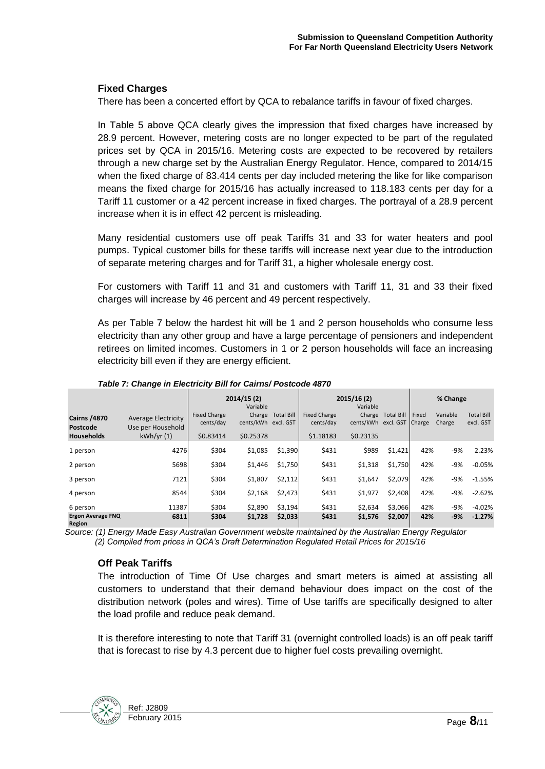### Fixed Charges

There has been a concerted effort by QCA to rebalance tariffs in favour of fixed charges.

In Table 5 above QCA clearly gives the impression that fixed charges have increased by 28.9 percent. However, metering costs are no longer expected to be part of the regulated prices set by QCA in 2015/16. Metering costs are expected to be recovered by retailers through a new charge set by the Australian Energy Regulator. Hence, compared to 2014/15 when the fixed charge of 83.414 cents per day included metering the like for like comparison means the fixed charge for 2015/16 has actually increased to 118.183 cents per day for a Tariff 11 customer or a 42 percent increase in fixed charges. The portrayal of a 28.9 percent increase when it is in effect 42 percent is misleading.

Many residential customers use off peak Tariffs 31 and 33 for water heaters and pool pumps. Typical customer bills for these tariffs will increase next year due to the introduction of separate metering charges and for Tariff 31, a higher wholesale energy cost.

For customers with Tariff 11 and 31 and customers with Tariff 11, 31 and 33 their fixed charges will increase by 46 percent and 49 percent respectively.

As per Table 7 below the hardest hit will be 1 and 2 person households who consume less electricity than any other group and have a large percentage of pensioners and independent retirees on limited incomes. Customers in 1 or 2 person households will face an increasing electricity bill even if they are energy efficient.

*Table 7: Change in Electricity Bill for Cairns/ Postcode 4870*

| | | 2014/15 (2) | | | 2015/16 (2) | | | % Change | | |
|---|---|---|---|---|---|---|---|---|---|---|
| **Cairns /4870 Postcode** | Average Electricity Use per Household | Fixed Charge cents/day | Variable Charge cents/kWh | Total Bill excl. GST | Fixed Charge cents/day | Variable Charge cents/kWh | Total Bill excl. GST | Fixed Charge | Variable Charge | Total Bill excl. GST |
| **Households** | kWh/yr (1) | $0.83414 | $0.25378 | | $1.18183 | $0.23135 | | | | |
| 1 person | 4276 | $304 | $1,085 | $1,390 | $431 | $989 | $1,421 | 42% | -9% | 2.23% |
| 2 person | 5698 | $304 | $1,446 | $1,750 | $431 | $1,318 | $1,750 | 42% | -9% | -0.05% |
| 3 person | 7121 | $304 | $1,807 | $2,112 | $431 | $1,647 | $2,079 | 42% | -9% | -1.55% |
| 4 person | 8544 | $304 | $2,168 | $2,473 | $431 | $1,977 | $2,408 | 42% | -9% | -2.62% |
| 6 person | 11387 | $304 | $2,890 | $3,194 | $431 | $2,634 | $3,066 | 42% | -9% | -4.02% |
| **Ergon Average FNQ Region** | **6811** | **$304** | **$1,728** | **$2,033** | **$431** | **$1,576** | **$2,007** | **42%** | **-9%** | **-1.27%** |

*Source: (1) Energy Made Easy Australian Government website maintained by the Australian Energy Regulator*
*(2) Compiled from prices in QCA's Draft Determination Regulated Retail Prices for 2015/16*

### Off Peak Tariffs

The introduction of Time Of Use charges and smart meters is aimed at assisting all customers to understand that their demand behaviour does impact on the cost of the distribution network (poles and wires). Time of Use tariffs are specifically designed to alter the load profile and reduce peak demand.

It is therefore interesting to note that Tariff 31 (overnight controlled loads) is an off peak tariff that is forecast to rise by 4.3 percent due to higher fuel costs prevailing overnight.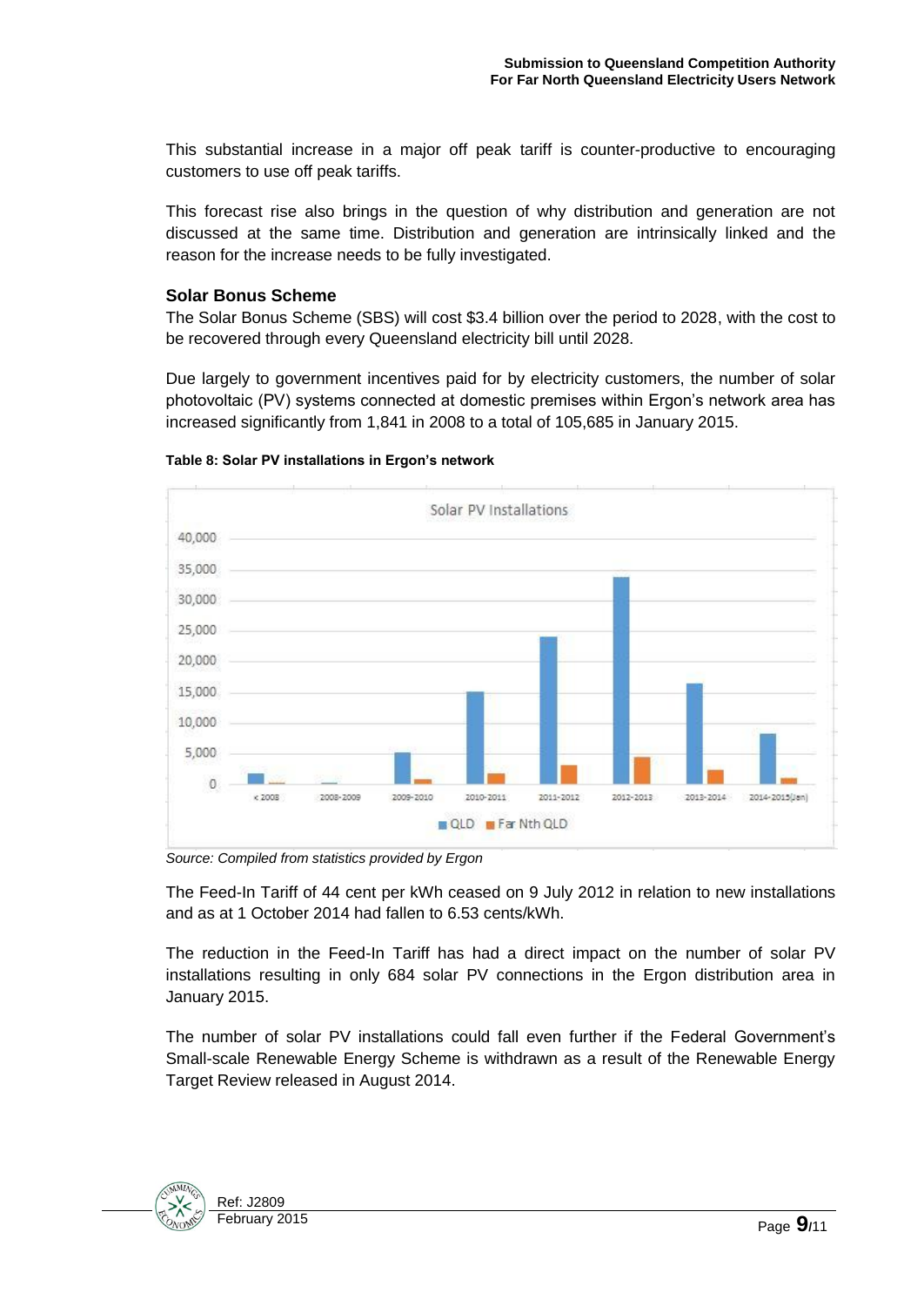This substantial increase in a major off peak tariff is counter-productive to encouraging customers to use off peak tariffs.

This forecast rise also brings in the question of why distribution and generation are not discussed at the same time. Distribution and generation are intrinsically linked and the reason for the increase needs to be fully investigated.

### Solar Bonus Scheme

The Solar Bonus Scheme (SBS) will cost $3.4 billion over the period to 2028, with the cost to be recovered through every Queensland electricity bill until 2028.

Due largely to government incentives paid for by electricity customers, the number of solar photovoltaic (PV) systems connected at domestic premises within Ergon's network area has increased significantly from 1,841 in 2008 to a total of 105,685 in January 2015.

**Table 8: Solar PV installations in Ergon's network**

*Source: Compiled from statistics provided by Ergon*

The Feed-In Tariff of 44 cent per kWh ceased on 9 July 2012 in relation to new installations and as at 1 October 2014 had fallen to 6.53 cents/kWh.

The reduction in the Feed-In Tariff has had a direct impact on the number of solar PV installations resulting in only 684 solar PV connections in the Ergon distribution area in January 2015.

The number of solar PV installations could fall even further if the Federal Government's Small-scale Renewable Energy Scheme is withdrawn as a result of the Renewable Energy Target Review released in August 2014.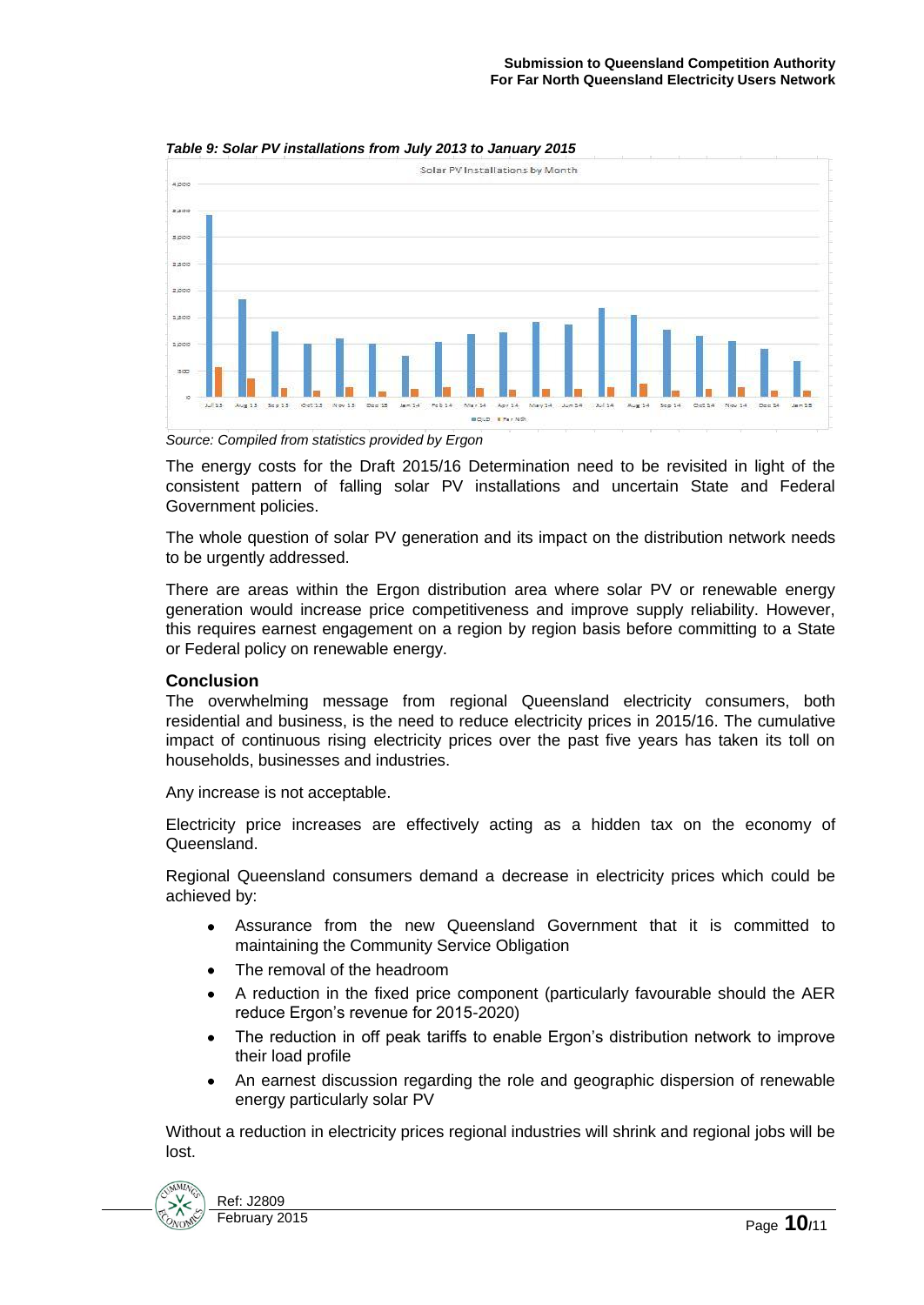*Table 9: Solar PV installations from July 2013 to January 2015*

*Source: Compiled from statistics provided by Ergon*

The energy costs for the Draft 2015/16 Determination need to be revisited in light of the consistent pattern of falling solar PV installations and uncertain State and Federal Government policies.

The whole question of solar PV generation and its impact on the distribution network needs to be urgently addressed.

There are areas within the Ergon distribution area where solar PV or renewable energy generation would increase price competitiveness and improve supply reliability. However, this requires earnest engagement on a region by region basis before committing to a State or Federal policy on renewable energy.

### Conclusion

The overwhelming message from regional Queensland electricity consumers, both residential and business, is the need to reduce electricity prices in 2015/16. The cumulative impact of continuous rising electricity prices over the past five years has taken its toll on households, businesses and industries.

Any increase is not acceptable.

Electricity price increases are effectively acting as a hidden tax on the economy of Queensland.

Regional Queensland consumers demand a decrease in electricity prices which could be achieved by:

- Assurance from the new Queensland Government that it is committed to maintaining the Community Service Obligation
- The removal of the headroom
- A reduction in the fixed price component (particularly favourable should the AER reduce Ergon's revenue for 2015-2020)
- The reduction in off peak tariffs to enable Ergon's distribution network to improve their load profile
- An earnest discussion regarding the role and geographic dispersion of renewable energy particularly solar PV

Without a reduction in electricity prices regional industries will shrink and regional jobs will be lost.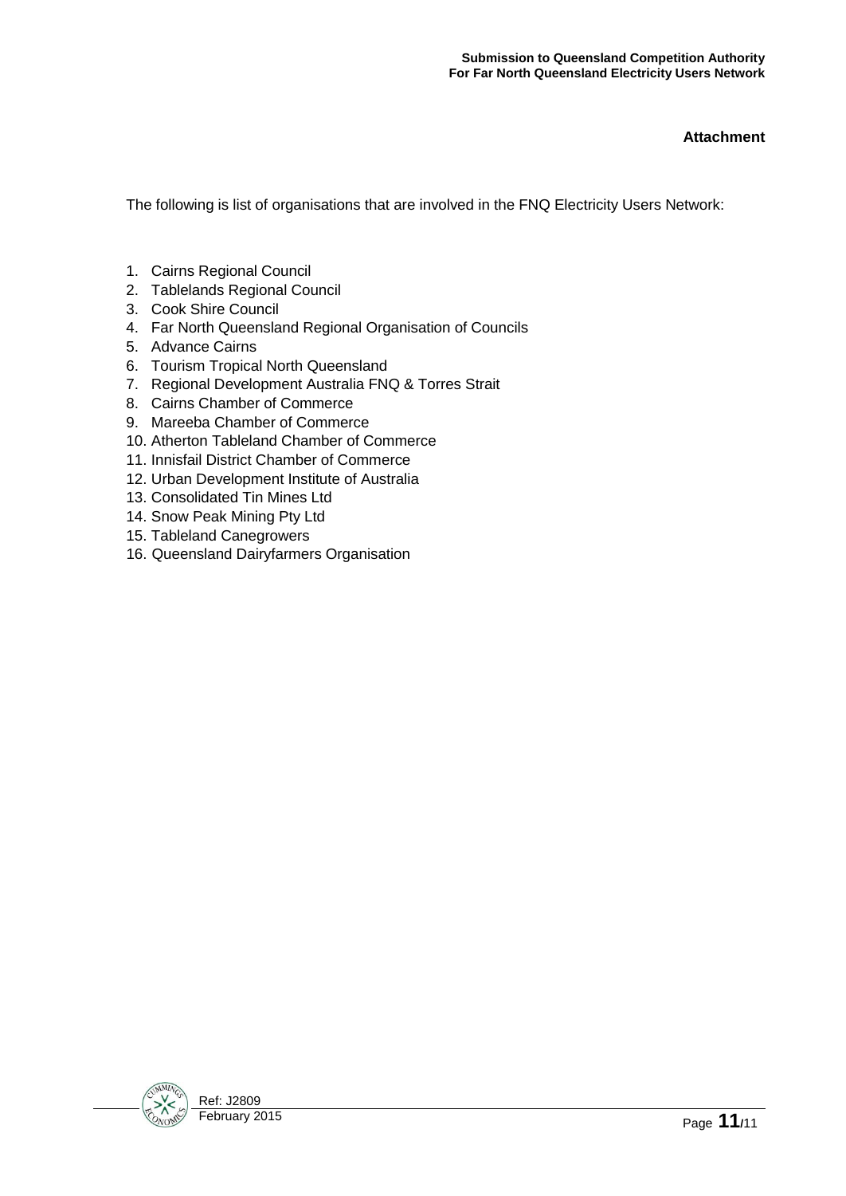**Attachment**

The following is list of organisations that are involved in the FNQ Electricity Users Network:

1. Cairns Regional Council
2. Tablelands Regional Council
3. Cook Shire Council
4. Far North Queensland Regional Organisation of Councils
5. Advance Cairns
6. Tourism Tropical North Queensland
7. Regional Development Australia FNQ & Torres Strait
8. Cairns Chamber of Commerce
9. Mareeba Chamber of Commerce
10. Atherton Tableland Chamber of Commerce
11. Innisfail District Chamber of Commerce
12. Urban Development Institute of Australia
13. Consolidated Tin Mines Ltd
14. Snow Peak Mining Pty Ltd
15. Tableland Canegrowers
16. Queensland Dairyfarmers Organisation